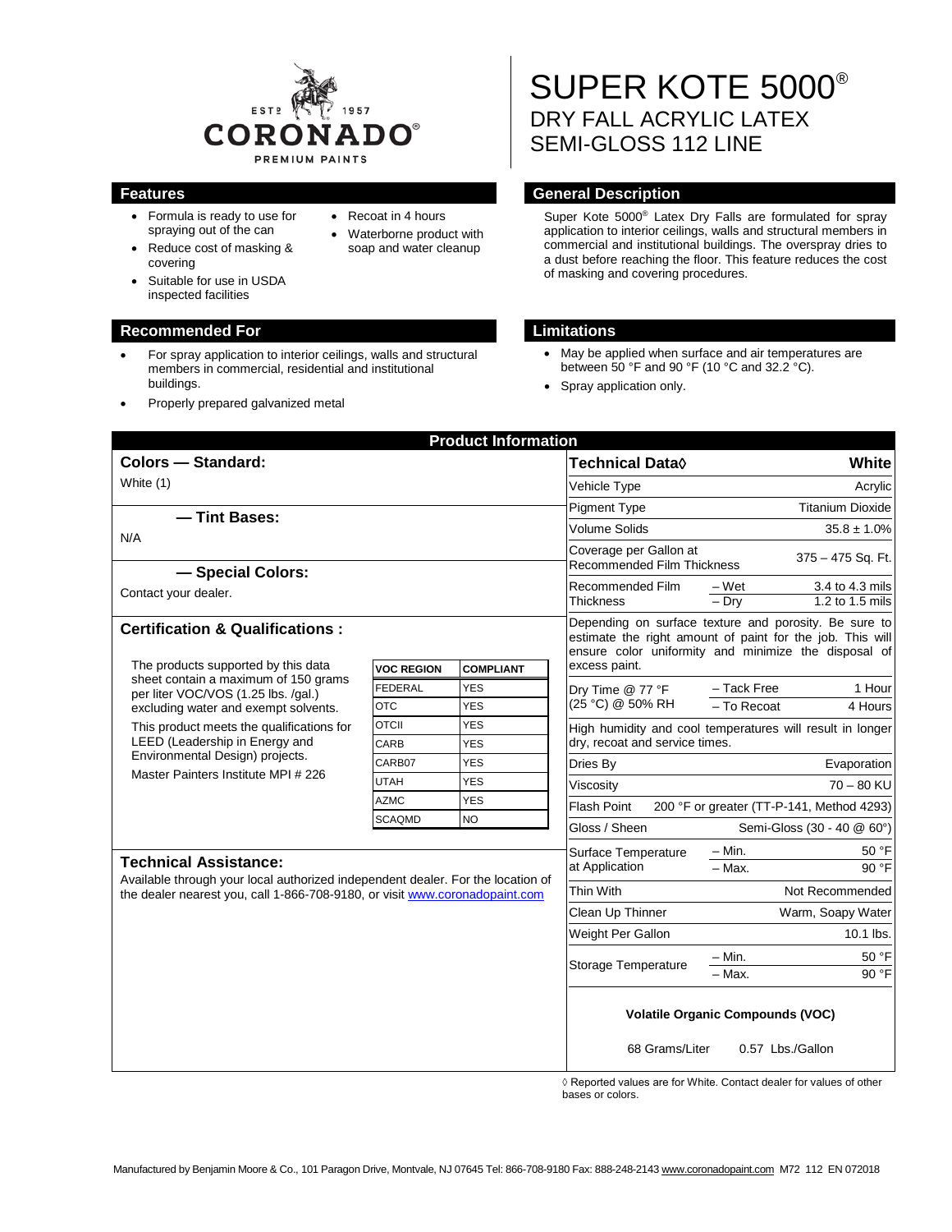CORONADO® PREMIUM PAINTS — EST'D 1957

# SUPER KOTE 5000®
## DRY FALL ACRYLIC LATEX
## SEMI-GLOSS 112 LINE

### Features

- Formula is ready to use for spraying out of the can
- Reduce cost of masking & covering
- Suitable for use in USDA inspected facilities
- Recoat in 4 hours
- Waterborne product with soap and water cleanup

### General Description

Super Kote 5000® Latex Dry Falls are formulated for spray application to interior ceilings, walls and structural members in commercial and institutional buildings. The overspray dries to a dust before reaching the floor. This feature reduces the cost of masking and covering procedures.

### Recommended For

- For spray application to interior ceilings, walls and structural members in commercial, residential and institutional buildings.
- Properly prepared galvanized metal

### Limitations

- May be applied when surface and air temperatures are between 50 °F and 90 °F (10 °C and 32.2 °C).
- Spray application only.

## Product Information

### Colors — Standard:

White (1)

### — Tint Bases:

N/A

### — Special Colors:

Contact your dealer.

### Certification & Qualifications :

The products supported by this data sheet contain a maximum of 150 grams per liter VOC/VOS (1.25 lbs. /gal.) excluding water and exempt solvents.

This product meets the qualifications for LEED (Leadership in Energy and Environmental Design) projects.

Master Painters Institute MPI # 226

| VOC REGION | COMPLIANT |
|---|---|
| FEDERAL | YES |
| OTC | YES |
| OTCII | YES |
| CARB | YES |
| CARB07 | YES |
| UTAH | YES |
| AZMC | YES |
| SCAQMD | NO |

### Technical Assistance:

Available through your local authorized independent dealer. For the location of the dealer nearest you, call 1-866-708-9180, or visit www.coronadopaint.com

| Technical Data◊ | | White |
|---|---|---|
| Vehicle Type | | Acrylic |
| Pigment Type | | Titanium Dioxide |
| Volume Solids | | 35.8 ± 1.0% |
| Coverage per Gallon at Recommended Film Thickness | | 375 – 475 Sq. Ft. |
| Recommended Film Thickness | – Wet | 3.4 to 4.3 mils |
| | – Dry | 1.2 to 1.5 mils |
| Depending on surface texture and porosity. Be sure to estimate the right amount of paint for the job. This will ensure color uniformity and minimize the disposal of excess paint. | | |
| Dry Time @ 77 °F (25 °C) @ 50% RH | – Tack Free | 1 Hour |
| | – To Recoat | 4 Hours |
| High humidity and cool temperatures will result in longer dry, recoat and service times. | | |
| Dries By | | Evaporation |
| Viscosity | | 70 – 80 KU |
| Flash Point | | 200 °F or greater (TT-P-141, Method 4293) |
| Gloss / Sheen | | Semi-Gloss (30 - 40 @ 60°) |
| Surface Temperature at Application | – Min. | 50 °F |
| | – Max. | 90 °F |
| Thin With | | Not Recommended |
| Clean Up Thinner | | Warm, Soapy Water |
| Weight Per Gallon | | 10.1 lbs. |
| Storage Temperature | – Min. | 50 °F |
| | – Max. | 90 °F |

**Volatile Organic Compounds (VOC)**

68 Grams/Liter    0.57 Lbs./Gallon

◊ Reported values are for White. Contact dealer for values of other bases or colors.

Manufactured by Benjamin Moore & Co., 101 Paragon Drive, Montvale, NJ 07645 Tel: 866-708-9180 Fax: 888-248-2143 www.coronadopaint.com M72 112 EN 072018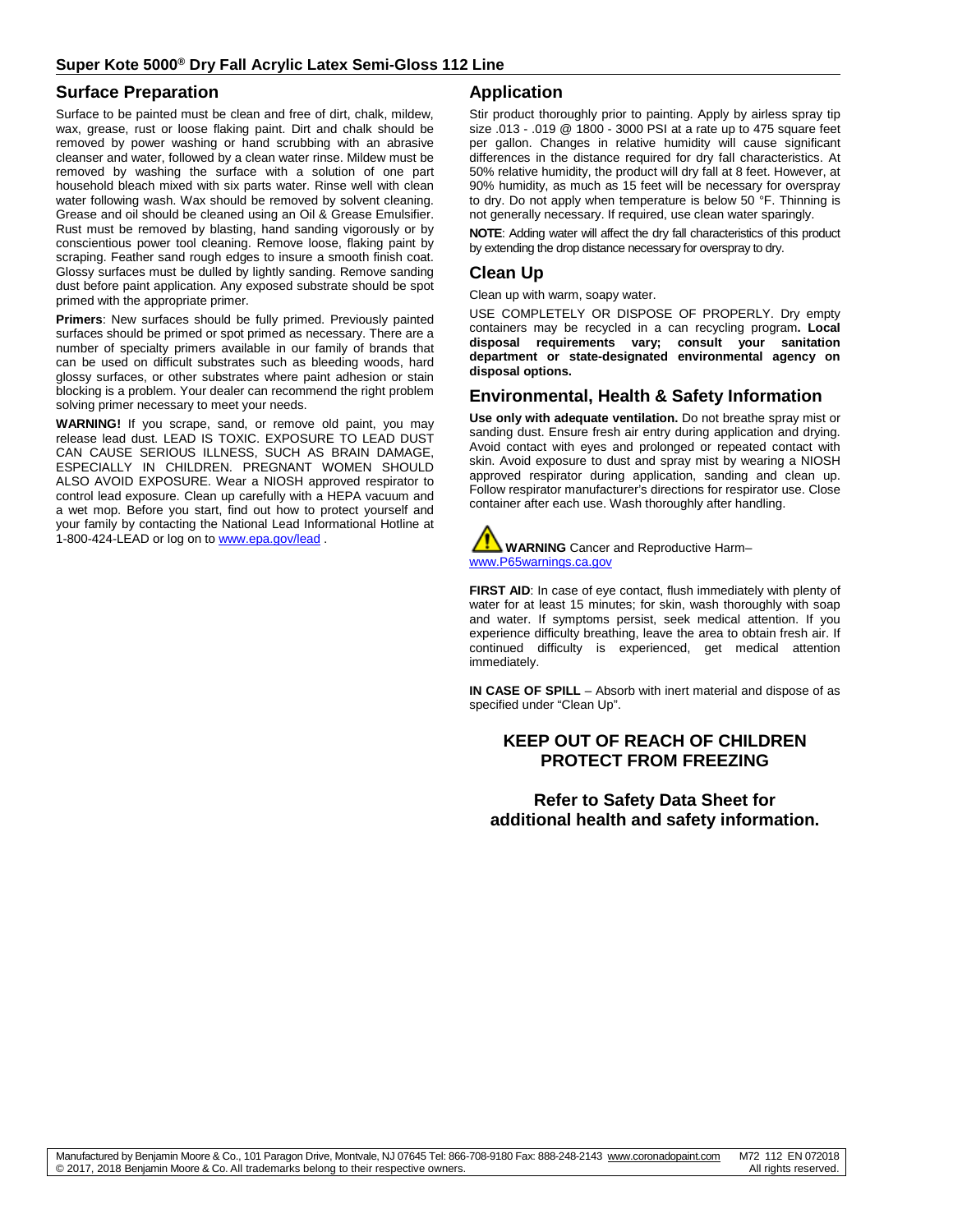## Surface Preparation

Surface to be painted must be clean and free of dirt, chalk, mildew, wax, grease, rust or loose flaking paint. Dirt and chalk should be removed by power washing or hand scrubbing with an abrasive cleanser and water, followed by a clean water rinse. Mildew must be removed by washing the surface with a solution of one part household bleach mixed with six parts water. Rinse well with clean water following wash. Wax should be removed by solvent cleaning. Grease and oil should be cleaned using an Oil & Grease Emulsifier. Rust must be removed by blasting, hand sanding vigorously or by conscientious power tool cleaning. Remove loose, flaking paint by scraping. Feather sand rough edges to insure a smooth finish coat. Glossy surfaces must be dulled by lightly sanding. Remove sanding dust before paint application. Any exposed substrate should be spot primed with the appropriate primer.

**Primers**: New surfaces should be fully primed. Previously painted surfaces should be primed or spot primed as necessary. There are a number of specialty primers available in our family of brands that can be used on difficult substrates such as bleeding woods, hard glossy surfaces, or other substrates where paint adhesion or stain blocking is a problem. Your dealer can recommend the right problem solving primer necessary to meet your needs.

**WARNING!** If you scrape, sand, or remove old paint, you may release lead dust. LEAD IS TOXIC. EXPOSURE TO LEAD DUST CAN CAUSE SERIOUS ILLNESS, SUCH AS BRAIN DAMAGE, ESPECIALLY IN CHILDREN. PREGNANT WOMEN SHOULD ALSO AVOID EXPOSURE. Wear a NIOSH approved respirator to control lead exposure. Clean up carefully with a HEPA vacuum and a wet mop. Before you start, find out how to protect yourself and your family by contacting the National Lead Informational Hotline at 1-800-424-LEAD or log on to www.epa.gov/lead .

## Application

Stir product thoroughly prior to painting. Apply by airless spray tip size .013 - .019 @ 1800 - 3000 PSI at a rate up to 475 square feet per gallon. Changes in relative humidity will cause significant differences in the distance required for dry fall characteristics. At 50% relative humidity, the product will dry fall at 8 feet. However, at 90% humidity, as much as 15 feet will be necessary for overspray to dry. Do not apply when temperature is below 50 °F. Thinning is not generally necessary. If required, use clean water sparingly.

**NOTE**: Adding water will affect the dry fall characteristics of this product by extending the drop distance necessary for overspray to dry.

## Clean Up

Clean up with warm, soapy water.

USE COMPLETELY OR DISPOSE OF PROPERLY. Dry empty containers may be recycled in a can recycling program**. Local disposal requirements vary; consult your sanitation department or state-designated environmental agency on disposal options.**

## Environmental, Health & Safety Information

**Use only with adequate ventilation.** Do not breathe spray mist or sanding dust. Ensure fresh air entry during application and drying. Avoid contact with eyes and prolonged or repeated contact with skin. Avoid exposure to dust and spray mist by wearing a NIOSH approved respirator during application, sanding and clean up. Follow respirator manufacturer's directions for respirator use. Close container after each use. Wash thoroughly after handling.

**WARNING** Cancer and Reproductive Harm– www.P65warnings.ca.gov

**FIRST AID**: In case of eye contact, flush immediately with plenty of water for at least 15 minutes; for skin, wash thoroughly with soap and water. If symptoms persist, seek medical attention. If you experience difficulty breathing, leave the area to obtain fresh air. If continued difficulty is experienced, get medical attention immediately.

**IN CASE OF SPILL** – Absorb with inert material and dispose of as specified under "Clean Up".

**KEEP OUT OF REACH OF CHILDREN**
**PROTECT FROM FREEZING**

**Refer to Safety Data Sheet for additional health and safety information.**

Manufactured by Benjamin Moore & Co., 101 Paragon Drive, Montvale, NJ 07645 Tel: 866-708-9180 Fax: 888-248-2143 www.coronadopaint.com M72 112 EN 072018
© 2017, 2018 Benjamin Moore & Co. All trademarks belong to their respective owners. All rights reserved.